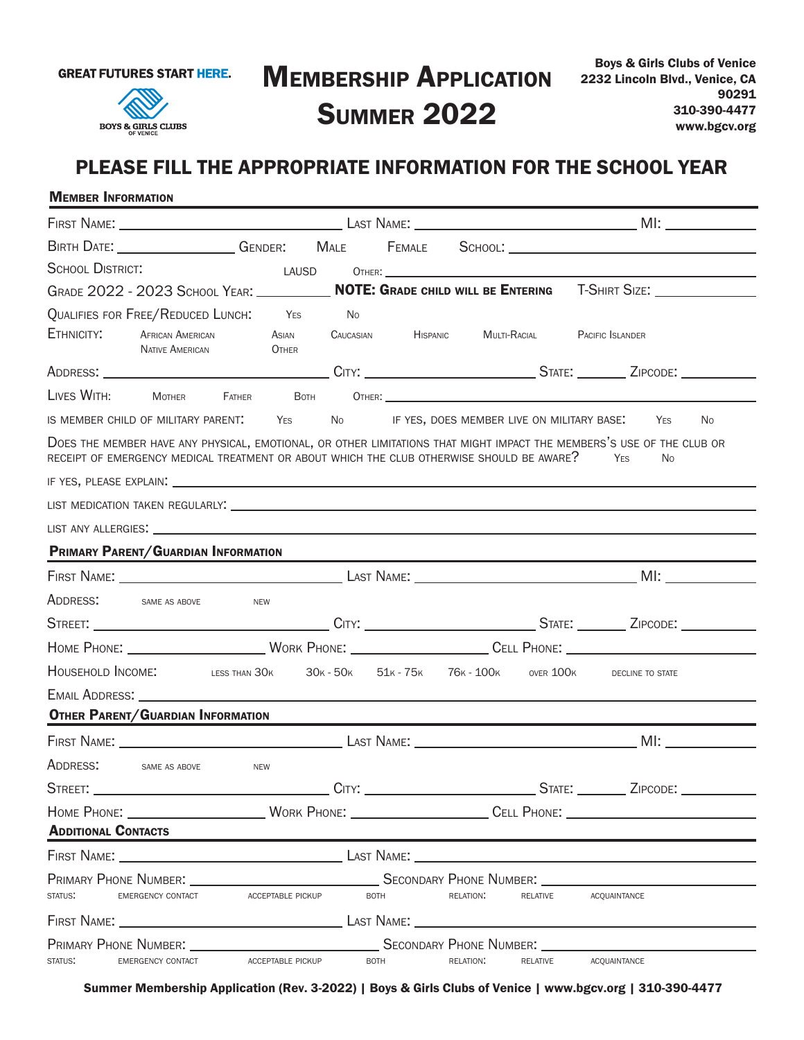GREAT FUTURES START HERE.

BOYS & GIRLS CLUBS OF VENICE

# Membership Application Summer 2022

**Boys & Girls Clubs of Venice**
**2232 Lincoln Blvd., Venice, CA 90291**
**310-390-4477**
**www.bgcv.org**

## PLEASE FILL THE APPROPRIATE INFORMATION FOR THE SCHOOL YEAR

### Member Information

First Name: ______________________ Last Name: ______________________ MI: ________

Birth Date: ______________ Gender: Male Female School: ______________________

School District: LAUSD Other: ______________________

Grade 2022 - 2023 School Year: ________ **NOTE: Grade child will be Entering** T-Shirt Size: ________

Qualifies for Free/Reduced Lunch: Yes No

Ethnicity: African American Asian Caucasian Hispanic Multi-Racial Pacific Islander Native American Other

Address: ______________________ City: ______________ State: ______ Zipcode: ________

Lives With: Mother Father Both Other: ______________________

Is member child of military parent: Yes No If yes, does member live on military base: Yes No

Does the member have any physical, emotional, or other limitations that might impact the member's use of the club or receipt of emergency medical treatment or about which the club otherwise should be aware? Yes No

If yes, please explain: ______________________

List medication taken regularly: ______________________

List any allergies: ______________________

### Primary Parent/Guardian Information

First Name: ______________________ Last Name: ______________________ MI: ________

Address: same as above new

Street: ______________________ City: ______________ State: ______ Zipcode: ________

Home Phone: ______________ Work Phone: ______________ Cell Phone: ______________

Household Income: less than 30k 30k - 50k 51k - 75k 76k - 100k over 100k decline to state

Email Address: ______________________

### Other Parent/Guardian Information

First Name: ______________________ Last Name: ______________________ MI: ________

Address: same as above new

Street: ______________________ City: ______________ State: ______ Zipcode: ________

Home Phone: ______________ Work Phone: ______________ Cell Phone: ______________

### Additional Contacts

First Name: ______________________ Last Name: ______________________

Primary Phone Number: ______________________ Secondary Phone Number: ______________________

Status: Emergency Contact Acceptable Pickup Both Relation: Relative Acquaintance

First Name: ______________________ Last Name: ______________________

Primary Phone Number: ______________________ Secondary Phone Number: ______________________

Status: Emergency Contact Acceptable Pickup Both Relation: Relative Acquaintance

**Summer Membership Application (Rev. 3-2022) | Boys & Girls Clubs of Venice | www.bgcv.org | 310-390-4477**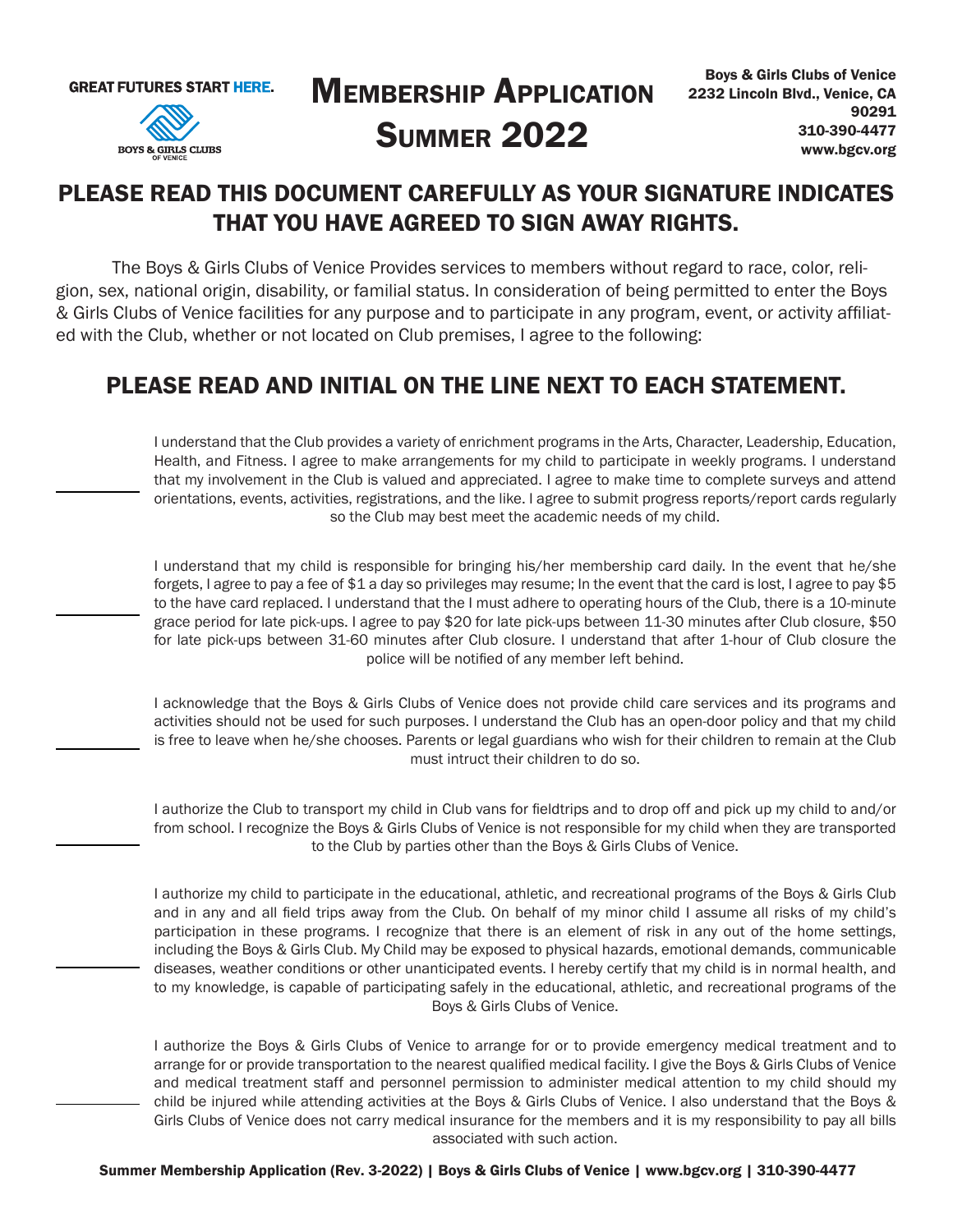GREAT FUTURES START HERE.

BOYS & GIRLS CLUBS OF VENICE

# Membership Application Summer 2022

Boys & Girls Clubs of Venice
2232 Lincoln Blvd., Venice, CA 90291
310-390-4477
www.bgcv.org

## PLEASE READ THIS DOCUMENT CAREFULLY AS YOUR SIGNATURE INDICATES THAT YOU HAVE AGREED TO SIGN AWAY RIGHTS.

The Boys & Girls Clubs of Venice Provides services to members without regard to race, color, religion, sex, national origin, disability, or familial status. In consideration of being permitted to enter the Boys & Girls Clubs of Venice facilities for any purpose and to participate in any program, event, or activity affiliated with the Club, whether or not located on Club premises, I agree to the following:

## PLEASE READ AND INITIAL ON THE LINE NEXT TO EACH STATEMENT.

\_\_\_\_\_\_\_\_ I understand that the Club provides a variety of enrichment programs in the Arts, Character, Leadership, Education, Health, and Fitness. I agree to make arrangements for my child to participate in weekly programs. I understand that my involvement in the Club is valued and appreciated. I agree to make time to complete surveys and attend orientations, events, activities, registrations, and the like. I agree to submit progress reports/report cards regularly so the Club may best meet the academic needs of my child.

\_\_\_\_\_\_\_\_ I understand that my child is responsible for bringing his/her membership card daily. In the event that he/she forgets, I agree to pay a fee of $1 a day so privileges may resume; In the event that the card is lost, I agree to pay $5 to the have card replaced. I understand that the I must adhere to operating hours of the Club, there is a 10-minute grace period for late pick-ups. I agree to pay $20 for late pick-ups between 11-30 minutes after Club closure, $50 for late pick-ups between 31-60 minutes after Club closure. I understand that after 1-hour of Club closure the police will be notified of any member left behind.

\_\_\_\_\_\_\_\_ I acknowledge that the Boys & Girls Clubs of Venice does not provide child care services and its programs and activities should not be used for such purposes. I understand the Club has an open-door policy and that my child is free to leave when he/she chooses. Parents or legal guardians who wish for their children to remain at the Club must intruct their children to do so.

\_\_\_\_\_\_\_\_ I authorize the Club to transport my child in Club vans for fieldtrips and to drop off and pick up my child to and/or from school. I recognize the Boys & Girls Clubs of Venice is not responsible for my child when they are transported to the Club by parties other than the Boys & Girls Clubs of Venice.

\_\_\_\_\_\_\_\_ I authorize my child to participate in the educational, athletic, and recreational programs of the Boys & Girls Club and in any and all field trips away from the Club. On behalf of my minor child I assume all risks of my child's participation in these programs. I recognize that there is an element of risk in any out of the home settings, including the Boys & Girls Club. My Child may be exposed to physical hazards, emotional demands, communicable diseases, weather conditions or other unanticipated events. I hereby certify that my child is in normal health, and to my knowledge, is capable of participating safely in the educational, athletic, and recreational programs of the Boys & Girls Clubs of Venice.

\_\_\_\_\_\_\_\_ I authorize the Boys & Girls Clubs of Venice to arrange for or to provide emergency medical treatment and to arrange for or provide transportation to the nearest qualified medical facility. I give the Boys & Girls Clubs of Venice and medical treatment staff and personnel permission to administer medical attention to my child should my child be injured while attending activities at the Boys & Girls Clubs of Venice. I also understand that the Boys & Girls Clubs of Venice does not carry medical insurance for the members and it is my responsibility to pay all bills associated with such action.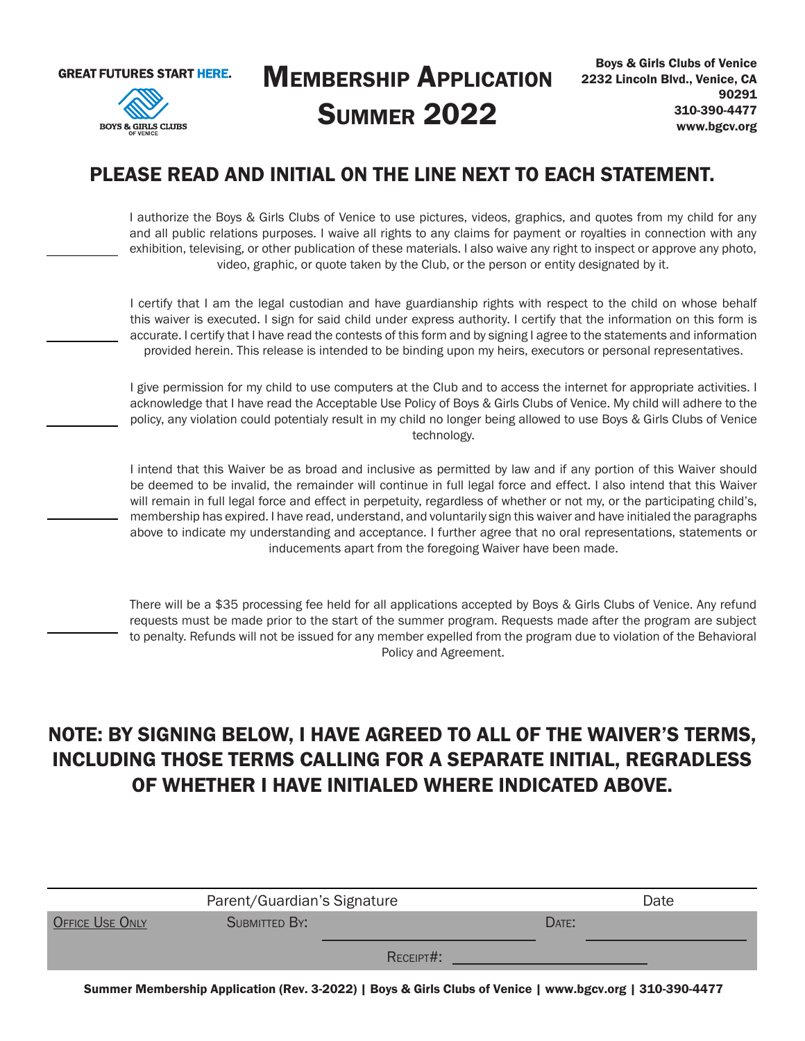GREAT FUTURES START HERE.

BOYS & GIRLS CLUBS OF VENICE

# Membership Application Summer 2022

**Boys & Girls Clubs of Venice**
**2232 Lincoln Blvd., Venice, CA 90291**
**310-390-4477**
**www.bgcv.org**

## PLEASE READ AND INITIAL ON THE LINE NEXT TO EACH STATEMENT.

________ I authorize the Boys & Girls Clubs of Venice to use pictures, videos, graphics, and quotes from my child for any and all public relations purposes. I waive all rights to any claims for payment or royalties in connection with any exhibition, televising, or other publication of these materials. I also waive any right to inspect or approve any photo, video, graphic, or quote taken by the Club, or the person or entity designated by it.

________ I certify that I am the legal custodian and have guardianship rights with respect to the child on whose behalf this waiver is executed. I sign for said child under express authority. I certify that the information on this form is accurate. I certify that I have read the contests of this form and by signing I agree to the statements and information provided herein. This release is intended to be binding upon my heirs, executors or personal representatives.

________ I give permission for my child to use computers at the Club and to access the internet for appropriate activities. I acknowledge that I have read the Acceptable Use Policy of Boys & Girls Clubs of Venice. My child will adhere to the policy, any violation could potentialy result in my child no longer being allowed to use Boys & Girls Clubs of Venice technology.

________ I intend that this Waiver be as broad and inclusive as permitted by law and if any portion of this Waiver should be deemed to be invalid, the remainder will continue in full legal force and effect. I also intend that this Waiver will remain in full legal force and effect in perpetuity, regardless of whether or not my, or the participating child's, membership has expired. I have read, understand, and voluntarily sign this waiver and have initialed the paragraphs above to indicate my understanding and acceptance. I further agree that no oral representations, statements or inducements apart from the foregoing Waiver have been made.

________ There will be a $35 processing fee held for all applications accepted by Boys & Girls Clubs of Venice. Any refund requests must be made prior to the start of the summer program. Requests made after the program are subject to penalty. Refunds will not be issued for any member expelled from the program due to violation of the Behavioral Policy and Agreement.

## NOTE: BY SIGNING BELOW, I HAVE AGREED TO ALL OF THE WAIVER'S TERMS, INCLUDING THOSE TERMS CALLING FOR A SEPARATE INITIAL, REGRADLESS OF WHETHER I HAVE INITIALED WHERE INDICATED ABOVE.

______________________________________________ ______________
Parent/Guardian's Signature Date

OFFICE USE ONLY

SUBMITTED BY: ____________________ DATE: ____________________

RECEIPT#: ____________________

**Summer Membership Application (Rev. 3-2022) | Boys & Girls Clubs of Venice | www.bgcv.org | 310-390-4477**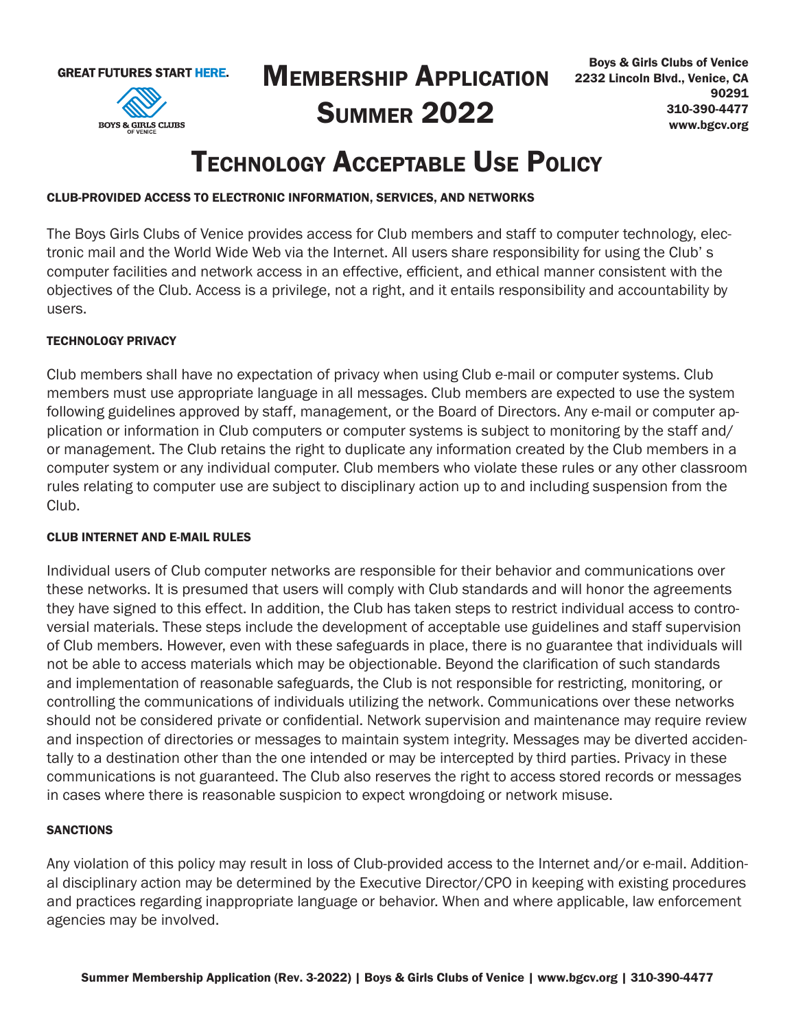GREAT FUTURES START HERE.

BOYS & GIRLS CLUBS OF VENICE

# Membership Application Summer 2022

Boys & Girls Clubs of Venice
2232 Lincoln Blvd., Venice, CA 90291
310-390-4477
www.bgcv.org

# Technology Acceptable Use Policy

### CLUB-PROVIDED ACCESS TO ELECTRONIC INFORMATION, SERVICES, AND NETWORKS

The Boys Girls Clubs of Venice provides access for Club members and staff to computer technology, electronic mail and the World Wide Web via the Internet. All users share responsibility for using the Club' s computer facilities and network access in an effective, efficient, and ethical manner consistent with the objectives of the Club. Access is a privilege, not a right, and it entails responsibility and accountability by users.

### TECHNOLOGY PRIVACY

Club members shall have no expectation of privacy when using Club e-mail or computer systems. Club members must use appropriate language in all messages. Club members are expected to use the system following guidelines approved by staff, management, or the Board of Directors. Any e-mail or computer application or information in Club computers or computer systems is subject to monitoring by the staff and/or management. The Club retains the right to duplicate any information created by the Club members in a computer system or any individual computer. Club members who violate these rules or any other classroom rules relating to computer use are subject to disciplinary action up to and including suspension from the Club.

### CLUB INTERNET AND E-MAIL RULES

Individual users of Club computer networks are responsible for their behavior and communications over these networks. It is presumed that users will comply with Club standards and will honor the agreements they have signed to this effect. In addition, the Club has taken steps to restrict individual access to controversial materials. These steps include the development of acceptable use guidelines and staff supervision of Club members. However, even with these safeguards in place, there is no guarantee that individuals will not be able to access materials which may be objectionable. Beyond the clarification of such standards and implementation of reasonable safeguards, the Club is not responsible for restricting, monitoring, or controlling the communications of individuals utilizing the network. Communications over these networks should not be considered private or confidential. Network supervision and maintenance may require review and inspection of directories or messages to maintain system integrity. Messages may be diverted accidentally to a destination other than the one intended or may be intercepted by third parties. Privacy in these communications is not guaranteed. The Club also reserves the right to access stored records or messages in cases where there is reasonable suspicion to expect wrongdoing or network misuse.

### SANCTIONS

Any violation of this policy may result in loss of Club-provided access to the Internet and/or e-mail. Additional disciplinary action may be determined by the Executive Director/CPO in keeping with existing procedures and practices regarding inappropriate language or behavior. When and where applicable, law enforcement agencies may be involved.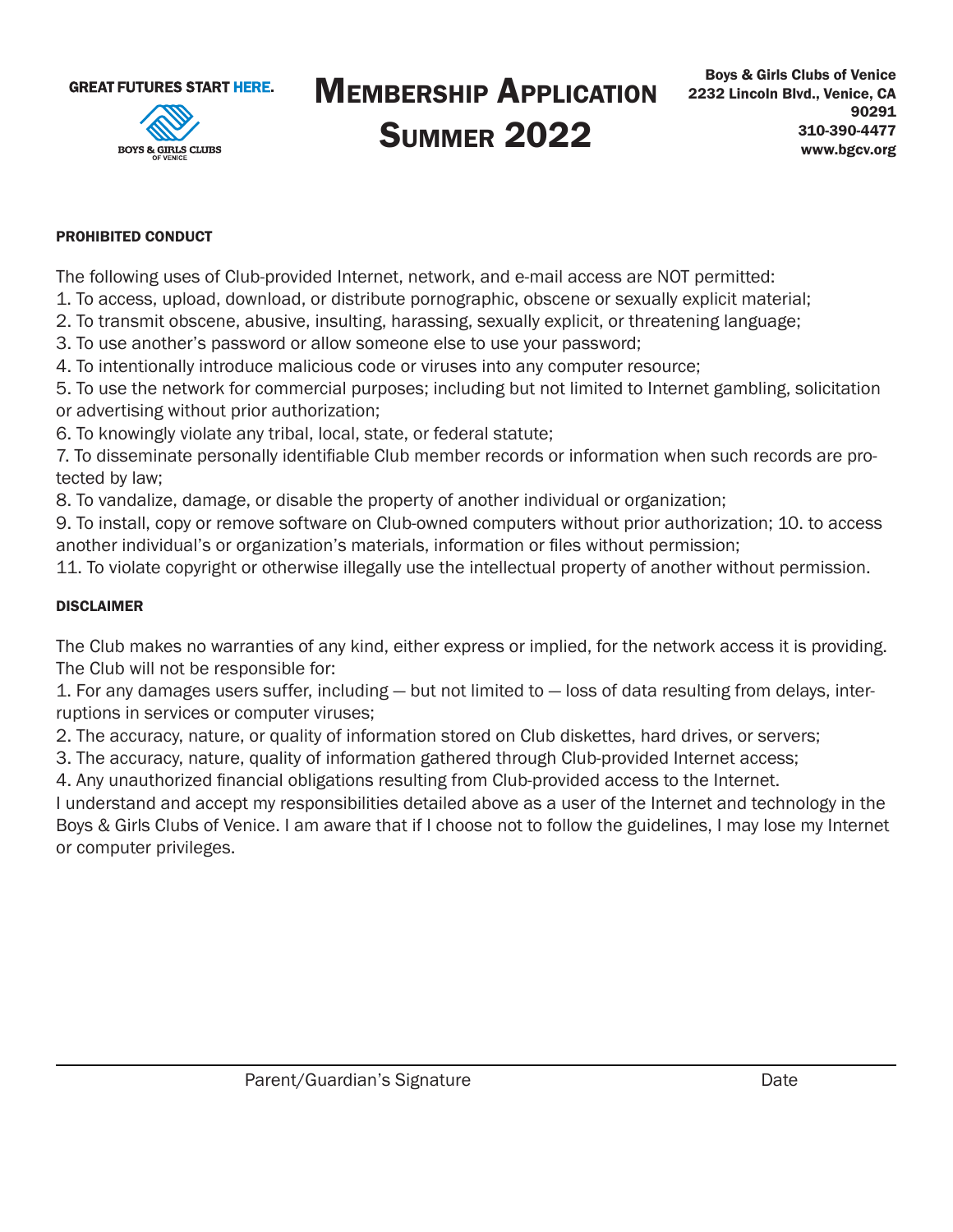GREAT FUTURES START HERE.

BOYS & GIRLS CLUBS OF VENICE

# Membership Application Summer 2022

**Boys & Girls Clubs of Venice**
**2232 Lincoln Blvd., Venice, CA 90291**
**310-390-4477**
**www.bgcv.org**

**PROHIBITED CONDUCT**

The following uses of Club-provided Internet, network, and e-mail access are NOT permitted:
1. To access, upload, download, or distribute pornographic, obscene or sexually explicit material;
2. To transmit obscene, abusive, insulting, harassing, sexually explicit, or threatening language;
3. To use another's password or allow someone else to use your password;
4. To intentionally introduce malicious code or viruses into any computer resource;
5. To use the network for commercial purposes; including but not limited to Internet gambling, solicitation or advertising without prior authorization;
6. To knowingly violate any tribal, local, state, or federal statute;
7. To disseminate personally identifiable Club member records or information when such records are protected by law;
8. To vandalize, damage, or disable the property of another individual or organization;
9. To install, copy or remove software on Club-owned computers without prior authorization; 10. to access another individual's or organization's materials, information or files without permission;
11. To violate copyright or otherwise illegally use the intellectual property of another without permission.

**DISCLAIMER**

The Club makes no warranties of any kind, either express or implied, for the network access it is providing. The Club will not be responsible for:
1. For any damages users suffer, including — but not limited to — loss of data resulting from delays, interruptions in services or computer viruses;
2. The accuracy, nature, or quality of information stored on Club diskettes, hard drives, or servers;
3. The accuracy, nature, quality of information gathered through Club-provided Internet access;
4. Any unauthorized financial obligations resulting from Club-provided access to the Internet.

I understand and accept my responsibilities detailed above as a user of the Internet and technology in the Boys & Girls Clubs of Venice. I am aware that if I choose not to follow the guidelines, I may lose my Internet or computer privileges.

Parent/Guardian's Signature Date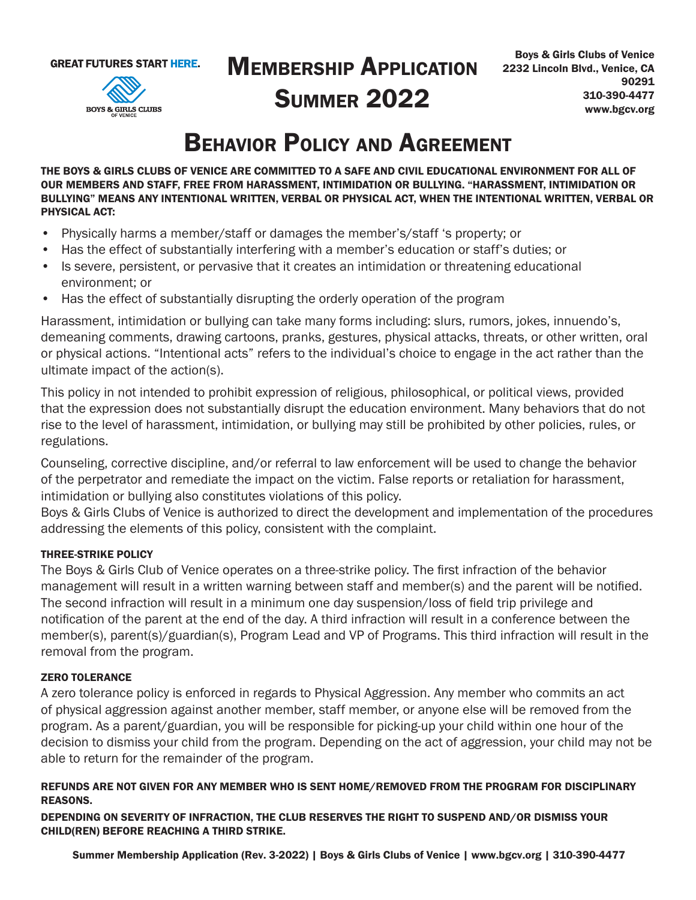GREAT FUTURES START HERE.

BOYS & GIRLS CLUBS OF VENICE

# Membership Application Summer 2022

Boys & Girls Clubs of Venice
2232 Lincoln Blvd., Venice, CA 90291
310-390-4477
www.bgcv.org

## Behavior Policy and Agreement

**THE BOYS & GIRLS CLUBS OF VENICE ARE COMMITTED TO A SAFE AND CIVIL EDUCATIONAL ENVIRONMENT FOR ALL OF OUR MEMBERS AND STAFF, FREE FROM HARASSMENT, INTIMIDATION OR BULLYING. "HARASSMENT, INTIMIDATION OR BULLYING" MEANS ANY INTENTIONAL WRITTEN, VERBAL OR PHYSICAL ACT, WHEN THE INTENTIONAL WRITTEN, VERBAL OR PHYSICAL ACT:**

- Physically harms a member/staff or damages the member's/staff 's property; or
- Has the effect of substantially interfering with a member's education or staff's duties; or
- Is severe, persistent, or pervasive that it creates an intimidation or threatening educational environment; or
- Has the effect of substantially disrupting the orderly operation of the program

Harassment, intimidation or bullying can take many forms including: slurs, rumors, jokes, innuendo's, demeaning comments, drawing cartoons, pranks, gestures, physical attacks, threats, or other written, oral or physical actions. "Intentional acts" refers to the individual's choice to engage in the act rather than the ultimate impact of the action(s).

This policy in not intended to prohibit expression of religious, philosophical, or political views, provided that the expression does not substantially disrupt the education environment. Many behaviors that do not rise to the level of harassment, intimidation, or bullying may still be prohibited by other policies, rules, or regulations.

Counseling, corrective discipline, and/or referral to law enforcement will be used to change the behavior of the perpetrator and remediate the impact on the victim. False reports or retaliation for harassment, intimidation or bullying also constitutes violations of this policy.
Boys & Girls Clubs of Venice is authorized to direct the development and implementation of the procedures addressing the elements of this policy, consistent with the complaint.

### THREE-STRIKE POLICY

The Boys & Girls Club of Venice operates on a three-strike policy. The first infraction of the behavior management will result in a written warning between staff and member(s) and the parent will be notified. The second infraction will result in a minimum one day suspension/loss of field trip privilege and notification of the parent at the end of the day. A third infraction will result in a conference between the member(s), parent(s)/guardian(s), Program Lead and VP of Programs. This third infraction will result in the removal from the program.

### ZERO TOLERANCE

A zero tolerance policy is enforced in regards to Physical Aggression. Any member who commits an act of physical aggression against another member, staff member, or anyone else will be removed from the program. As a parent/guardian, you will be responsible for picking-up your child within one hour of the decision to dismiss your child from the program. Depending on the act of aggression, your child may not be able to return for the remainder of the program.

**REFUNDS ARE NOT GIVEN FOR ANY MEMBER WHO IS SENT HOME/REMOVED FROM THE PROGRAM FOR DISCIPLINARY REASONS.**

**DEPENDING ON SEVERITY OF INFRACTION, THE CLUB RESERVES THE RIGHT TO SUSPEND AND/OR DISMISS YOUR CHILD(REN) BEFORE REACHING A THIRD STRIKE.**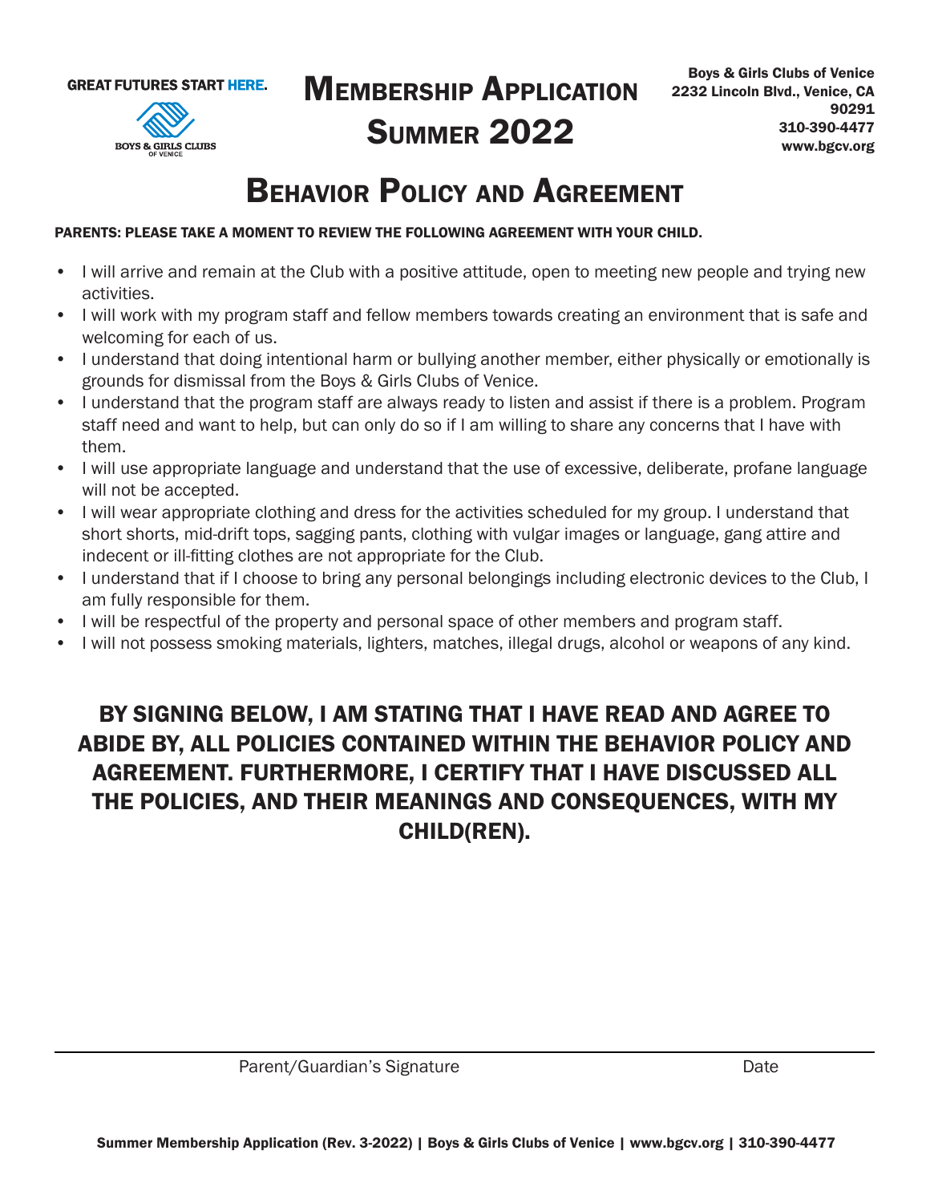GREAT FUTURES START HERE.

BOYS & GIRLS CLUBS OF VENICE

# Membership Application Summer 2022

Boys & Girls Clubs of Venice
2232 Lincoln Blvd., Venice, CA 90291
310-390-4477
www.bgcv.org

## Behavior Policy and Agreement

**PARENTS: PLEASE TAKE A MOMENT TO REVIEW THE FOLLOWING AGREEMENT WITH YOUR CHILD.**

- I will arrive and remain at the Club with a positive attitude, open to meeting new people and trying new activities.
- I will work with my program staff and fellow members towards creating an environment that is safe and welcoming for each of us.
- I understand that doing intentional harm or bullying another member, either physically or emotionally is grounds for dismissal from the Boys & Girls Clubs of Venice.
- I understand that the program staff are always ready to listen and assist if there is a problem. Program staff need and want to help, but can only do so if I am willing to share any concerns that I have with them.
- I will use appropriate language and understand that the use of excessive, deliberate, profane language will not be accepted.
- I will wear appropriate clothing and dress for the activities scheduled for my group. I understand that short shorts, mid-drift tops, sagging pants, clothing with vulgar images or language, gang attire and indecent or ill-fitting clothes are not appropriate for the Club.
- I understand that if I choose to bring any personal belongings including electronic devices to the Club, I am fully responsible for them.
- I will be respectful of the property and personal space of other members and program staff.
- I will not possess smoking materials, lighters, matches, illegal drugs, alcohol or weapons of any kind.

**BY SIGNING BELOW, I AM STATING THAT I HAVE READ AND AGREE TO ABIDE BY, ALL POLICIES CONTAINED WITHIN THE BEHAVIOR POLICY AND AGREEMENT. FURTHERMORE, I CERTIFY THAT I HAVE DISCUSSED ALL THE POLICIES, AND THEIR MEANINGS AND CONSEQUENCES, WITH MY CHILD(REN).**

Parent/Guardian's Signature                    Date